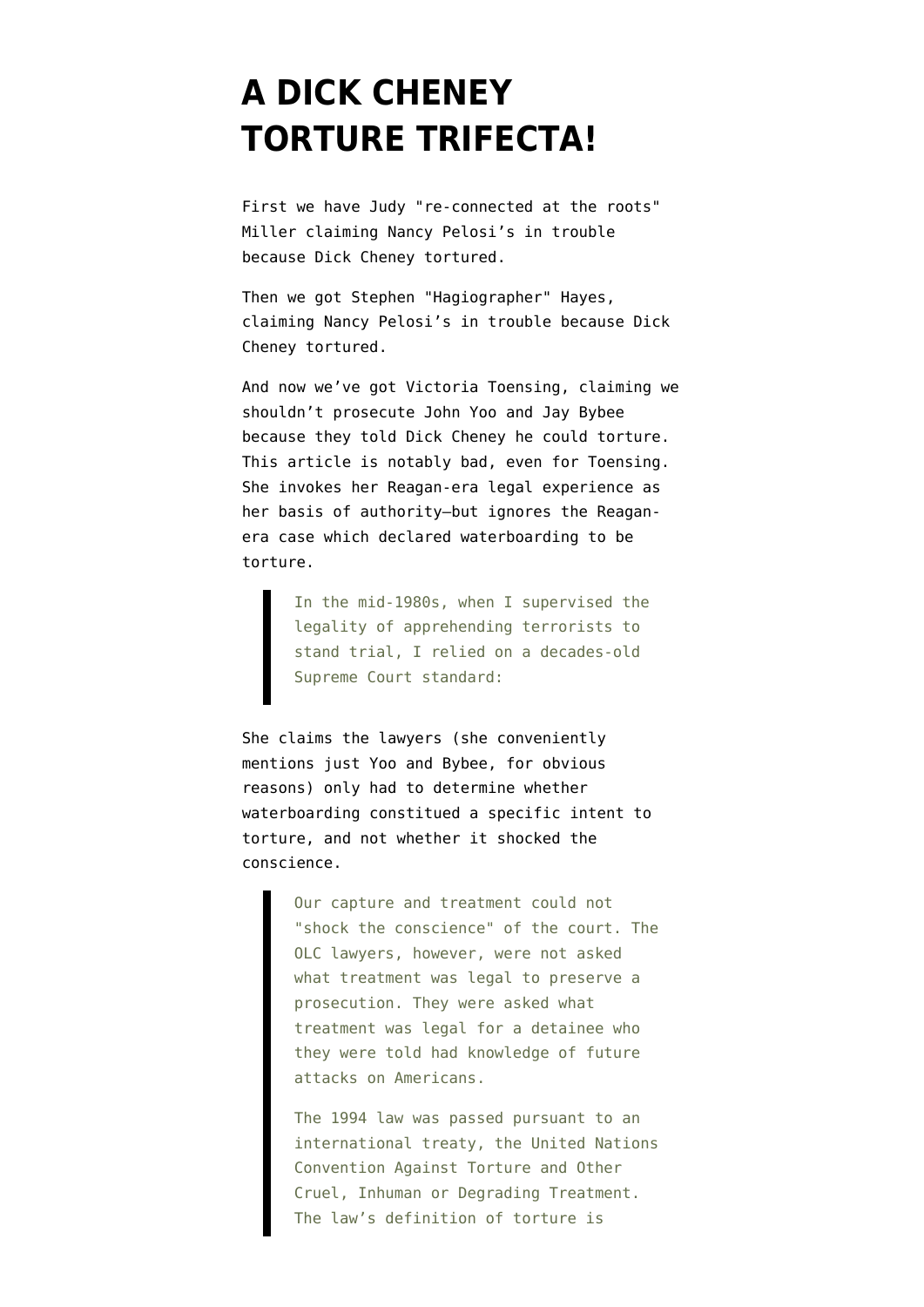# A DICK CHENEY TORTURE TRIFECTA!

First we have Judy "re-connected at the roots" Miller claiming Nancy Pelosi's in trouble because Dick Cheney tortured.

Then we got Stephen "Hagiographer" Hayes, claiming Nancy Pelosi's in trouble because Dick Cheney tortured.

And now we've got Victoria Toensing, claiming we shouldn't prosecute John Yoo and Jay Bybee because they told Dick Cheney he could torture. This article is notably bad, even for Toensing. She invokes her Reagan-era legal experience as her basis of authority–but ignores the Reagan-era case which declared waterboarding to be torture.

> In the mid-1980s, when I supervised the legality of apprehending terrorists to stand trial, I relied on a decades-old Supreme Court standard:

She claims the lawyers (she conveniently mentions just Yoo and Bybee, for obvious reasons) only had to determine whether waterboarding constitued a specific intent to torture, and not whether it shocked the conscience.

> Our capture and treatment could not "shock the conscience" of the court. The OLC lawyers, however, were not asked what treatment was legal to preserve a prosecution. They were asked what treatment was legal for a detainee who they were told had knowledge of future attacks on Americans.
>
> The 1994 law was passed pursuant to an international treaty, the United Nations Convention Against Torture and Other Cruel, Inhuman or Degrading Treatment. The law's definition of torture is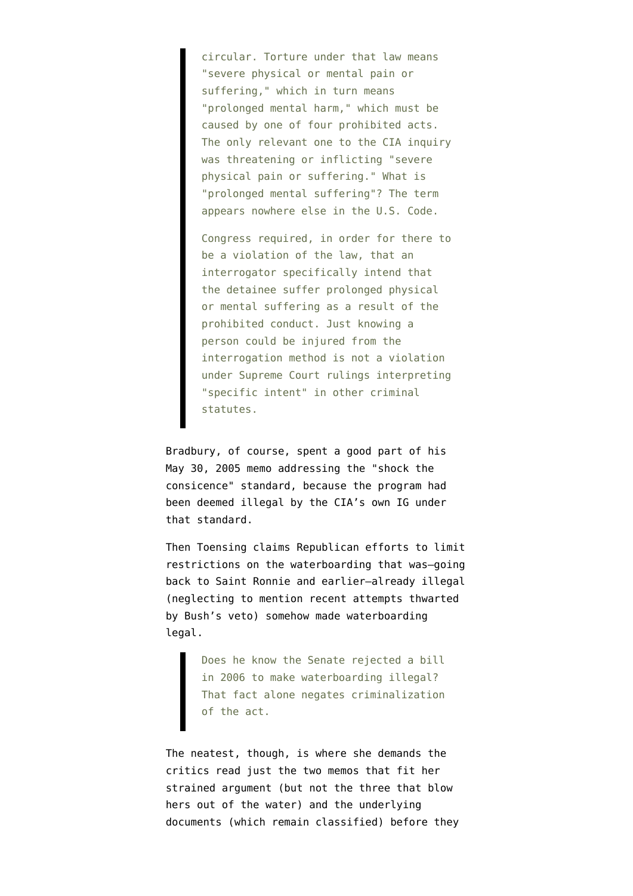> circular. Torture under that law means "severe physical or mental pain or suffering," which in turn means "prolonged mental harm," which must be caused by one of four prohibited acts. The only relevant one to the CIA inquiry was threatening or inflicting "severe physical pain or suffering." What is "prolonged mental suffering"? The term appears nowhere else in the U.S. Code.
>
> Congress required, in order for there to be a violation of the law, that an interrogator specifically intend that the detainee suffer prolonged physical or mental suffering as a result of the prohibited conduct. Just knowing a person could be injured from the interrogation method is not a violation under Supreme Court rulings interpreting "specific intent" in other criminal statutes.

Bradbury, of course, spent a good part of his May 30, 2005 memo addressing the "shock the consicence" standard, because the program had been deemed illegal by the CIA's own IG under that standard.

Then Toensing claims Republican efforts to limit restrictions on the waterboarding that was–going back to Saint Ronnie and earlier–already illegal (neglecting to mention recent attempts thwarted by Bush's veto) somehow made waterboarding legal.

> Does he know the Senate rejected a bill in 2006 to make waterboarding illegal? That fact alone negates criminalization of the act.

The neatest, though, is where she demands the critics read just the two memos that fit her strained argument (but not the three that blow hers out of the water) and the underlying documents (which remain classified) before they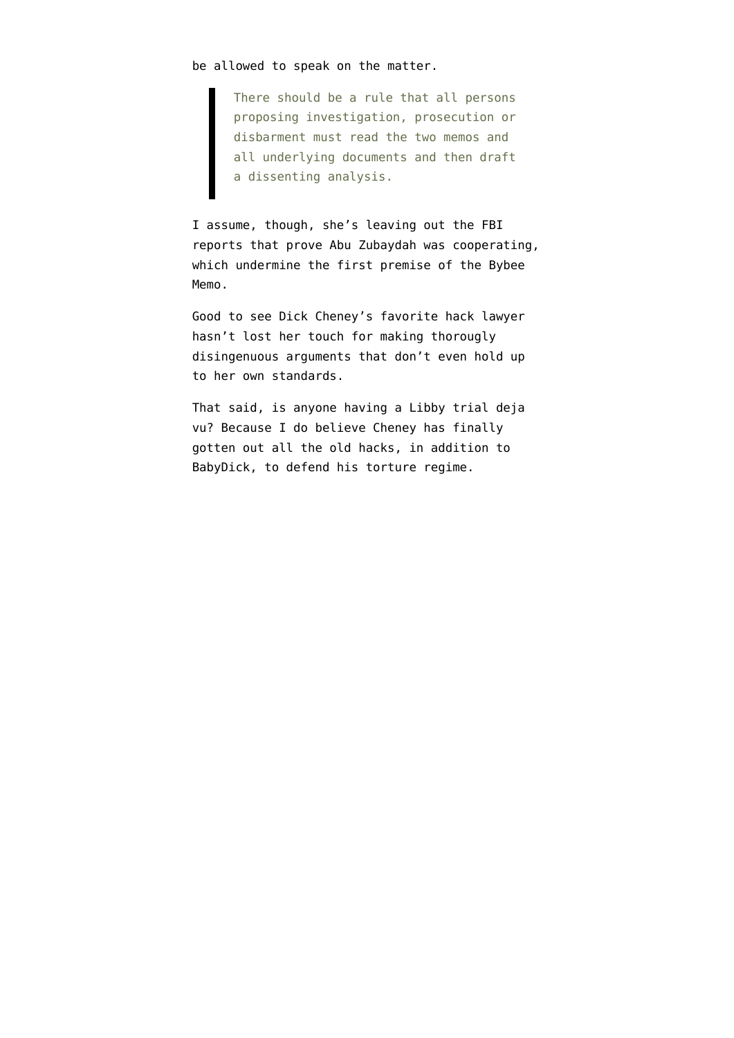be allowed to speak on the matter.

> There should be a rule that all persons proposing investigation, prosecution or disbarment must read the two memos and all underlying documents and then draft a dissenting analysis.

I assume, though, she's leaving out the FBI reports that prove Abu Zubaydah was cooperating, which undermine the first premise of the Bybee Memo.

Good to see Dick Cheney's favorite hack lawyer hasn't lost her touch for making thorougly disingenuous arguments that don't even hold up to her own standards.

That said, is anyone having a Libby trial deja vu? Because I do believe Cheney has finally gotten out all the old hacks, in addition to BabyDick, to defend his torture regime.